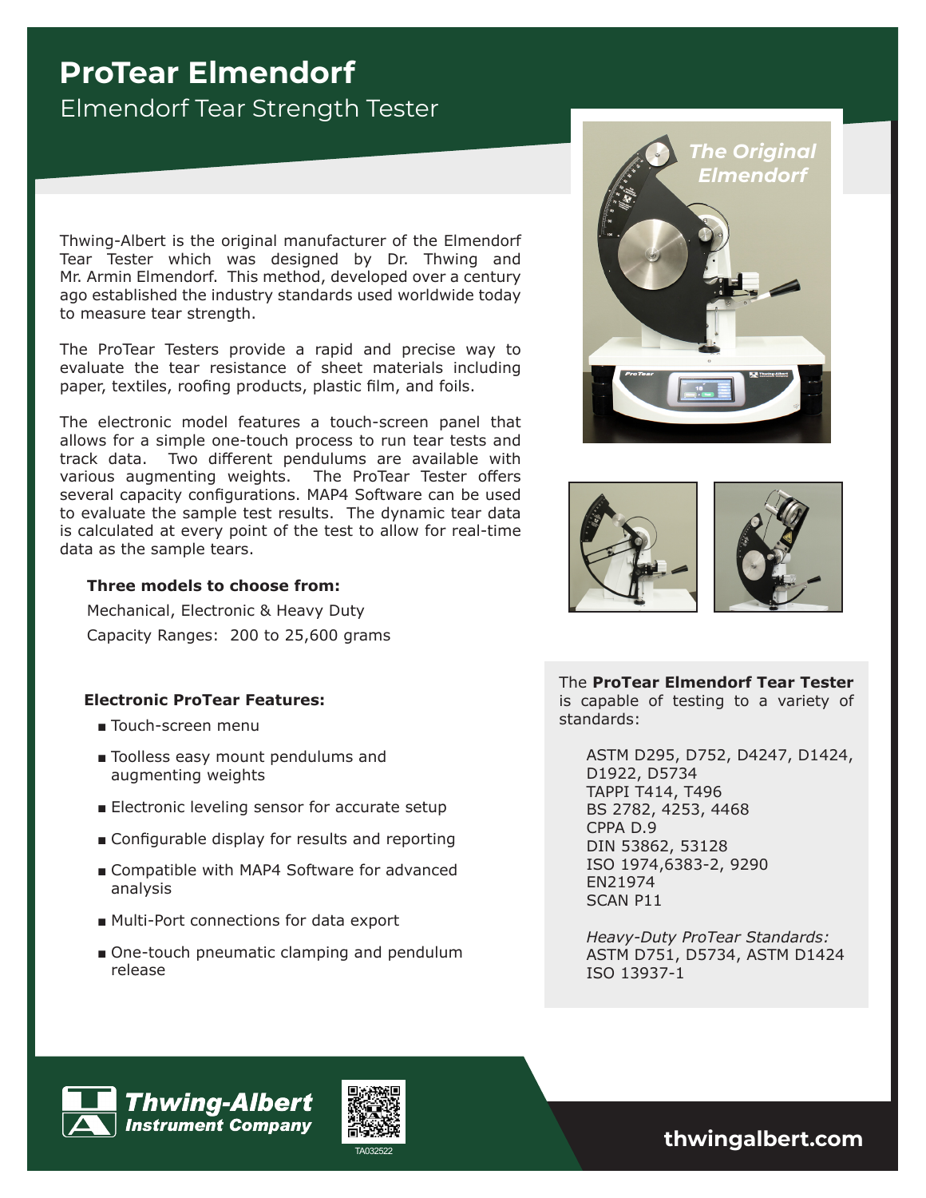# ProTear Elmendorf

## Elmendorf Tear Strength Tester

*The Original Elmendorf*

Thwing-Albert is the original manufacturer of the Elmendorf Tear Tester which was designed by Dr. Thwing and Mr. Armin Elmendorf. This method, developed over a century ago established the industry standards used worldwide today to measure tear strength.

The ProTear Testers provide a rapid and precise way to evaluate the tear resistance of sheet materials including paper, textiles, roofing products, plastic film, and foils.

The electronic model features a touch-screen panel that allows for a simple one-touch process to run tear tests and track data. Two different pendulums are available with various augmenting weights. The ProTear Tester offers several capacity configurations. MAP4 Software can be used to evaluate the sample test results. The dynamic tear data is calculated at every point of the test to allow for real-time data as the sample tears.

**Three models to choose from:**

Mechanical, Electronic & Heavy Duty

Capacity Ranges: 200 to 25,600 grams

**Electronic ProTear Features:**

- Touch-screen menu
- Toolless easy mount pendulums and augmenting weights
- Electronic leveling sensor for accurate setup
- Configurable display for results and reporting
- Compatible with MAP4 Software for advanced analysis
- Multi-Port connections for data export
- One-touch pneumatic clamping and pendulum release

The **ProTear Elmendorf Tear Tester** is capable of testing to a variety of standards:

ASTM D295, D752, D4247, D1424, D1922, D5734
TAPPI T414, T496
BS 2782, 4253, 4468
CPPA D.9
DIN 53862, 53128
ISO 1974,6383-2, 9290
EN21974
SCAN P11

*Heavy-Duty ProTear Standards:*
ASTM D751, D5734, ASTM D1424
ISO 13937-1

**Thwing-Albert Instrument Company**

TA032522

**thwingalbert.com**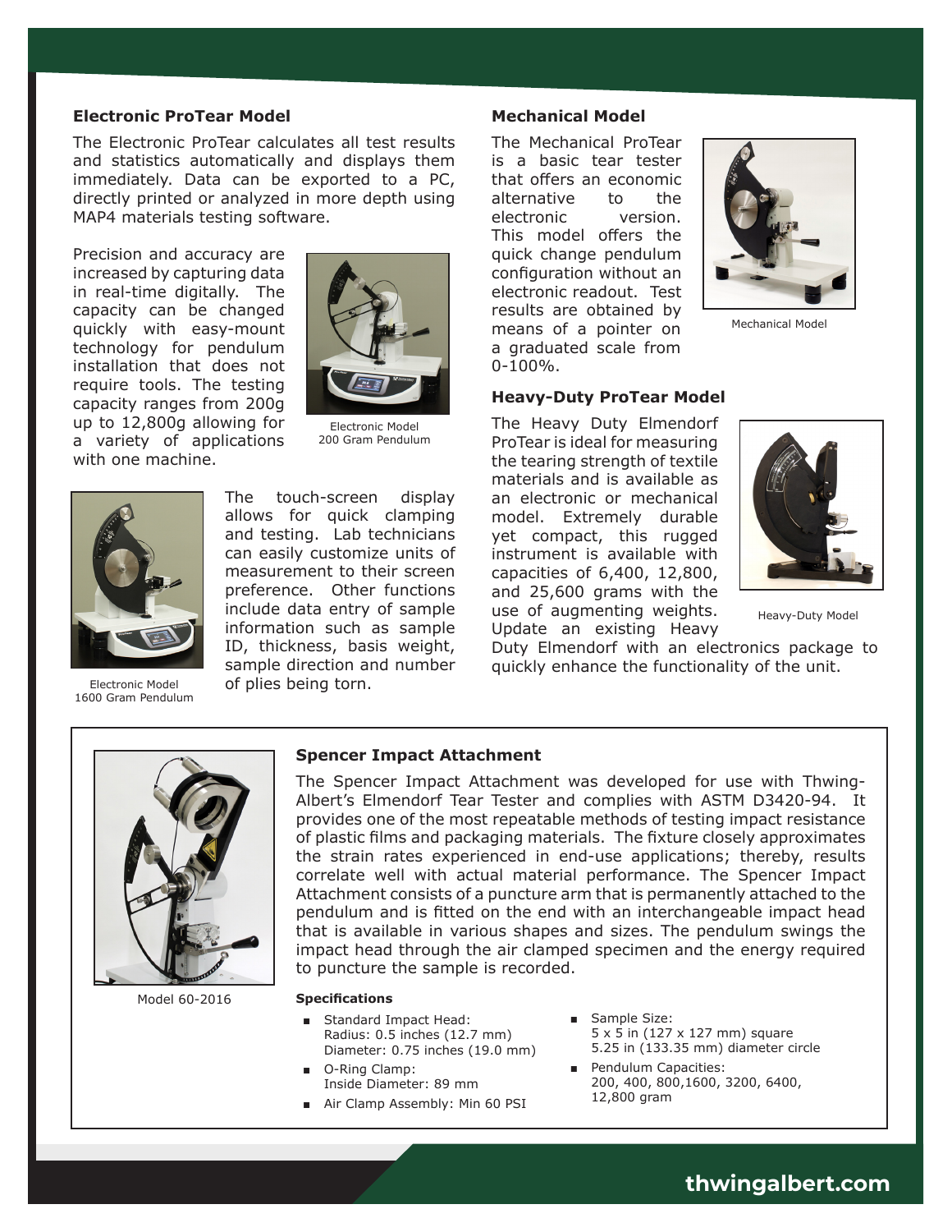### Electronic ProTear Model

The Electronic ProTear calculates all test results and statistics automatically and displays them immediately. Data can be exported to a PC, directly printed or analyzed in more depth using MAP4 materials testing software.

Precision and accuracy are increased by capturing data in real-time digitally. The capacity can be changed quickly with easy-mount technology for pendulum installation that does not require tools. The testing capacity ranges from 200g up to 12,800g allowing for a variety of applications with one machine.

Electronic Model
200 Gram Pendulum

The touch-screen display allows for quick clamping and testing. Lab technicians can easily customize units of measurement to their screen preference. Other functions include data entry of sample information such as sample ID, thickness, basis weight, sample direction and number of plies being torn.

Electronic Model
1600 Gram Pendulum

### Mechanical Model

The Mechanical ProTear is a basic tear tester that offers an economic alternative to the electronic version. This model offers the quick change pendulum configuration without an electronic readout. Test results are obtained by means of a pointer on a graduated scale from 0-100%.

Mechanical Model

### Heavy-Duty ProTear Model

The Heavy Duty Elmendorf ProTear is ideal for measuring the tearing strength of textile materials and is available as an electronic or mechanical model. Extremely durable yet compact, this rugged instrument is available with capacities of 6,400, 12,800, and 25,600 grams with the use of augmenting weights. Update an existing Heavy Duty Elmendorf with an electronics package to quickly enhance the functionality of the unit.

Heavy-Duty Model

### Spencer Impact Attachment

The Spencer Impact Attachment was developed for use with Thwing-Albert's Elmendorf Tear Tester and complies with ASTM D3420-94. It provides one of the most repeatable methods of testing impact resistance of plastic films and packaging materials. The fixture closely approximates the strain rates experienced in end-use applications; thereby, results correlate well with actual material performance. The Spencer Impact Attachment consists of a puncture arm that is permanently attached to the pendulum and is fitted on the end with an interchangeable impact head that is available in various shapes and sizes. The pendulum swings the impact head through the air clamped specimen and the energy required to puncture the sample is recorded.

Model 60-2016

**Specifications**

- Standard Impact Head:
  Radius: 0.5 inches (12.7 mm)
  Diameter: 0.75 inches (19.0 mm)
- O-Ring Clamp:
  Inside Diameter: 89 mm
- Air Clamp Assembly: Min 60 PSI
- Sample Size:
  5 x 5 in (127 x 127 mm) square
  5.25 in (133.35 mm) diameter circle
- Pendulum Capacities:
  200, 400, 800,1600, 3200, 6400, 12,800 gram

**thwingalbert.com**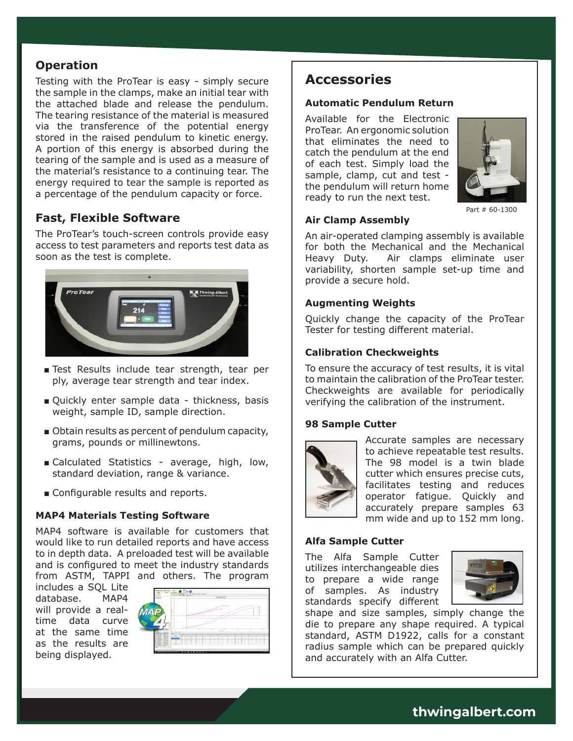## Operation

Testing with the ProTear is easy - simply secure the sample in the clamps, make an initial tear with the attached blade and release the pendulum. The tearing resistance of the material is measured via the transference of the potential energy stored in the raised pendulum to kinetic energy. A portion of this energy is absorbed during the tearing of the sample and is used as a measure of the material's resistance to a continuing tear. The energy required to tear the sample is reported as a percentage of the pendulum capacity or force.

## Fast, Flexible Software

The ProTear's touch-screen controls provide easy access to test parameters and reports test data as soon as the test is complete.

- Test Results include tear strength, tear per ply, average tear strength and tear index.
- Quickly enter sample data - thickness, basis weight, sample ID, sample direction.
- Obtain results as percent of pendulum capacity, grams, pounds or millinewtons.
- Calculated Statistics - average, high, low, standard deviation, range & variance.
- Configurable results and reports.

### MAP4 Materials Testing Software

MAP4 software is available for customers that would like to run detailed reports and have access to in depth data. A preloaded test will be available and is configured to meet the industry standards from ASTM, TAPPI and others. The program includes a SQL Lite database. MAP4 will provide a real-time data curve at the same time as the results are being displayed.

## Accessories

### Automatic Pendulum Return

Available for the Electronic ProTear. An ergonomic solution that eliminates the need to catch the pendulum at the end of each test. Simply load the sample, clamp, cut and test - the pendulum will return home ready to run the next test.

Part # 60-1300

### Air Clamp Assembly

An air-operated clamping assembly is available for both the Mechanical and the Mechanical Heavy Duty. Air clamps eliminate user variability, shorten sample set-up time and provide a secure hold.

### Augmenting Weights

Quickly change the capacity of the ProTear Tester for testing different material.

### Calibration Checkweights

To ensure the accuracy of test results, it is vital to maintain the calibration of the ProTear tester. Checkweights are available for periodically verifying the calibration of the instrument.

### 98 Sample Cutter

Accurate samples are necessary to achieve repeatable test results. The 98 model is a twin blade cutter which ensures precise cuts, facilitates testing and reduces operator fatigue. Quickly and accurately prepare samples 63 mm wide and up to 152 mm long.

### Alfa Sample Cutter

The Alfa Sample Cutter utilizes interchangeable dies to prepare a wide range of samples. As industry standards specify different shape and size samples, simply change the die to prepare any shape required. A typical standard, ASTM D1922, calls for a constant radius sample which can be prepared quickly and accurately with an Alfa Cutter.

thwingalbert.com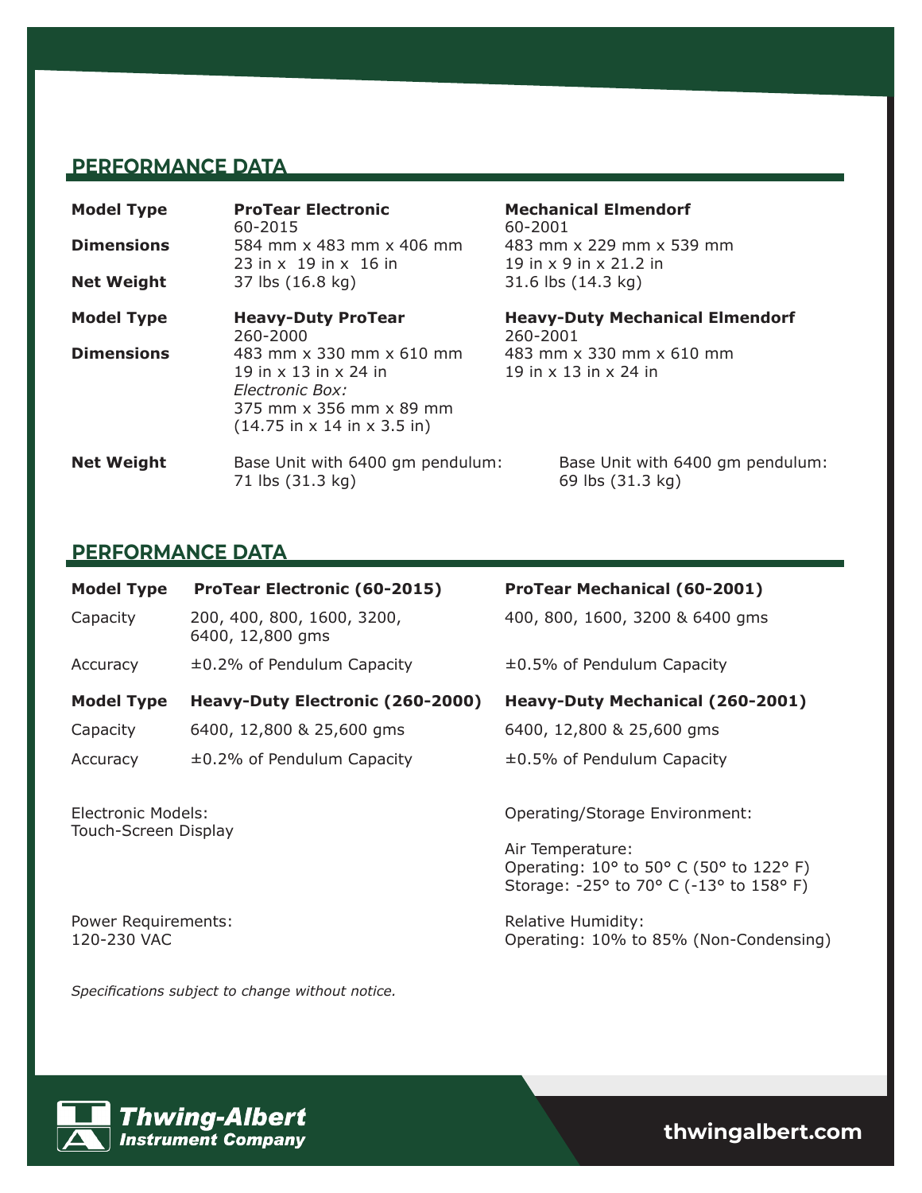## PERFORMANCE DATA

| | | |
|---|---|---|
| **Model Type** | **ProTear Electronic**<br>60-2015 | **Mechanical Elmendorf**<br>60-2001 |
| **Dimensions** | 584 mm x 483 mm x 406 mm<br>23 in x 19 in x 16 in | 483 mm x 229 mm x 539 mm<br>19 in x 9 in x 21.2 in |
| **Net Weight** | 37 lbs (16.8 kg) | 31.6 lbs (14.3 kg) |
| **Model Type** | **Heavy-Duty ProTear**<br>260-2000 | **Heavy-Duty Mechanical Elmendorf**<br>260-2001 |
| **Dimensions** | 483 mm x 330 mm x 610 mm<br>19 in x 13 in x 24 in<br>*Electronic Box:*<br>375 mm x 356 mm x 89 mm<br>(14.75 in x 14 in x 3.5 in) | 483 mm x 330 mm x 610 mm<br>19 in x 13 in x 24 in |
| **Net Weight** | Base Unit with 6400 gm pendulum:<br>71 lbs (31.3 kg) | Base Unit with 6400 gm pendulum:<br>69 lbs (31.3 kg) |

## PERFORMANCE DATA

| | | |
|---|---|---|
| **Model Type** | **ProTear Electronic (60-2015)** | **ProTear Mechanical (60-2001)** |
| Capacity | 200, 400, 800, 1600, 3200, 6400, 12,800 gms | 400, 800, 1600, 3200 & 6400 gms |
| Accuracy | ±0.2% of Pendulum Capacity | ±0.5% of Pendulum Capacity |
| **Model Type** | **Heavy-Duty Electronic (260-2000)** | **Heavy-Duty Mechanical (260-2001)** |
| Capacity | 6400, 12,800 & 25,600 gms | 6400, 12,800 & 25,600 gms |
| Accuracy | ±0.2% of Pendulum Capacity | ±0.5% of Pendulum Capacity |

Electronic Models:
Touch-Screen Display

Power Requirements:
120-230 VAC

Operating/Storage Environment:

Air Temperature:
Operating: 10° to 50° C (50° to 122° F)
Storage: -25° to 70° C (-13° to 158° F)

Relative Humidity:
Operating: 10% to 85% (Non-Condensing)

*Specifications subject to change without notice.*

**Thwing-Albert Instrument Company**

**thwingalbert.com**